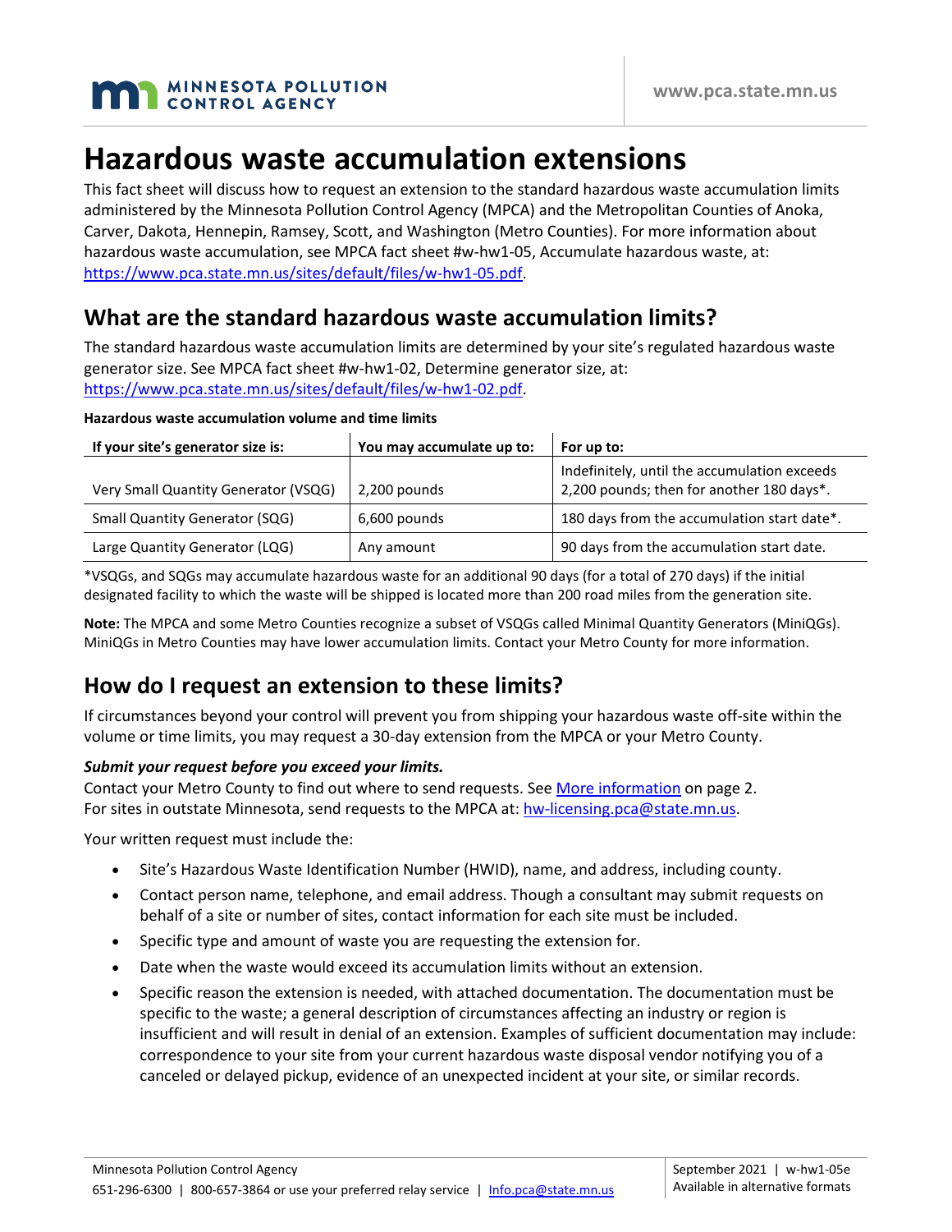# Hazardous waste accumulation extensions

This fact sheet will discuss how to request an extension to the standard hazardous waste accumulation limits administered by the Minnesota Pollution Control Agency (MPCA) and the Metropolitan Counties of Anoka, Carver, Dakota, Hennepin, Ramsey, Scott, and Washington (Metro Counties). For more information about hazardous waste accumulation, see MPCA fact sheet #w-hw1-05, Accumulate hazardous waste, at: https://www.pca.state.mn.us/sites/default/files/w-hw1-05.pdf.

## What are the standard hazardous waste accumulation limits?

The standard hazardous waste accumulation limits are determined by your site's regulated hazardous waste generator size. See MPCA fact sheet #w-hw1-02, Determine generator size, at: https://www.pca.state.mn.us/sites/default/files/w-hw1-02.pdf.

**Hazardous waste accumulation volume and time limits**

| If your site's generator size is: | You may accumulate up to: | For up to: |
|---|---|---|
| Very Small Quantity Generator (VSQG) | 2,200 pounds | Indefinitely, until the accumulation exceeds 2,200 pounds; then for another 180 days*. |
| Small Quantity Generator (SQG) | 6,600 pounds | 180 days from the accumulation start date*. |
| Large Quantity Generator (LQG) | Any amount | 90 days from the accumulation start date. |

*VSQGs, and SQGs may accumulate hazardous waste for an additional 90 days (for a total of 270 days) if the initial designated facility to which the waste will be shipped is located more than 200 road miles from the generation site.

**Note:** The MPCA and some Metro Counties recognize a subset of VSQGs called Minimal Quantity Generators (MiniQGs). MiniQGs in Metro Counties may have lower accumulation limits. Contact your Metro County for more information.

## How do I request an extension to these limits?

If circumstances beyond your control will prevent you from shipping your hazardous waste off-site within the volume or time limits, you may request a 30-day extension from the MPCA or your Metro County.

***Submit your request before you exceed your limits.***

Contact your Metro County to find out where to send requests. See More information on page 2.
For sites in outstate Minnesota, send requests to the MPCA at: hw-licensing.pca@state.mn.us.

Your written request must include the:

- Site's Hazardous Waste Identification Number (HWID), name, and address, including county.
- Contact person name, telephone, and email address. Though a consultant may submit requests on behalf of a site or number of sites, contact information for each site must be included.
- Specific type and amount of waste you are requesting the extension for.
- Date when the waste would exceed its accumulation limits without an extension.
- Specific reason the extension is needed, with attached documentation. The documentation must be specific to the waste; a general description of circumstances affecting an industry or region is insufficient and will result in denial of an extension. Examples of sufficient documentation may include: correspondence to your site from your current hazardous waste disposal vendor notifying you of a canceled or delayed pickup, evidence of an unexpected incident at your site, or similar records.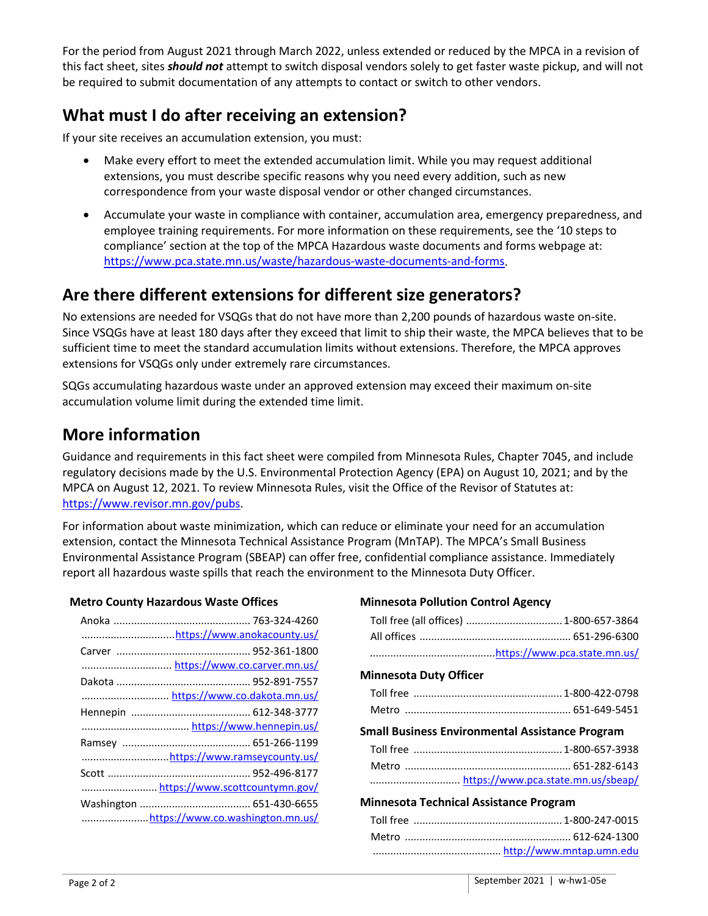For the period from August 2021 through March 2022, unless extended or reduced by the MPCA in a revision of this fact sheet, sites ***should not*** attempt to switch disposal vendors solely to get faster waste pickup, and will not be required to submit documentation of any attempts to contact or switch to other vendors.

## What must I do after receiving an extension?

If your site receives an accumulation extension, you must:

- Make every effort to meet the extended accumulation limit. While you may request additional extensions, you must describe specific reasons why you need every addition, such as new correspondence from your waste disposal vendor or other changed circumstances.
- Accumulate your waste in compliance with container, accumulation area, emergency preparedness, and employee training requirements. For more information on these requirements, see the '10 steps to compliance' section at the top of the MPCA Hazardous waste documents and forms webpage at: https://www.pca.state.mn.us/waste/hazardous-waste-documents-and-forms.

## Are there different extensions for different size generators?

No extensions are needed for VSQGs that do not have more than 2,200 pounds of hazardous waste on-site. Since VSQGs have at least 180 days after they exceed that limit to ship their waste, the MPCA believes that to be sufficient time to meet the standard accumulation limits without extensions. Therefore, the MPCA approves extensions for VSQGs only under extremely rare circumstances.

SQGs accumulating hazardous waste under an approved extension may exceed their maximum on-site accumulation volume limit during the extended time limit.

## More information

Guidance and requirements in this fact sheet were compiled from Minnesota Rules, Chapter 7045, and include regulatory decisions made by the U.S. Environmental Protection Agency (EPA) on August 10, 2021; and by the MPCA on August 12, 2021. To review Minnesota Rules, visit the Office of the Revisor of Statutes at: https://www.revisor.mn.gov/pubs.

For information about waste minimization, which can reduce or eliminate your need for an accumulation extension, contact the Minnesota Technical Assistance Program (MnTAP). The MPCA's Small Business Environmental Assistance Program (SBEAP) can offer free, confidential compliance assistance. Immediately report all hazardous waste spills that reach the environment to the Minnesota Duty Officer.

**Metro County Hazardous Waste Offices**

Anoka .......... 763-324-4260
.......... https://www.anokacounty.us/
Carver .......... 952-361-1800
.......... https://www.co.carver.mn.us/
Dakota .......... 952-891-7557
.......... https://www.co.dakota.mn.us/
Hennepin .......... 612-348-3777
.......... https://www.hennepin.us/
Ramsey .......... 651-266-1199
.......... https://www.ramseycounty.us/
Scott .......... 952-496-8177
.......... https://www.scottcountymn.gov/
Washington .......... 651-430-6655
.......... https://www.co.washington.mn.us/

**Minnesota Pollution Control Agency**

Toll free (all offices) .......... 1-800-657-3864
All offices .......... 651-296-6300
.......... https://www.pca.state.mn.us/

**Minnesota Duty Officer**

Toll free .......... 1-800-422-0798
Metro .......... 651-649-5451

**Small Business Environmental Assistance Program**

Toll free .......... 1-800-657-3938
Metro .......... 651-282-6143
.......... https://www.pca.state.mn.us/sbeap/

**Minnesota Technical Assistance Program**

Toll free .......... 1-800-247-0015
Metro .......... 612-624-1300
.......... http://www.mntap.umn.edu

September 2021 | w-hw1-05e